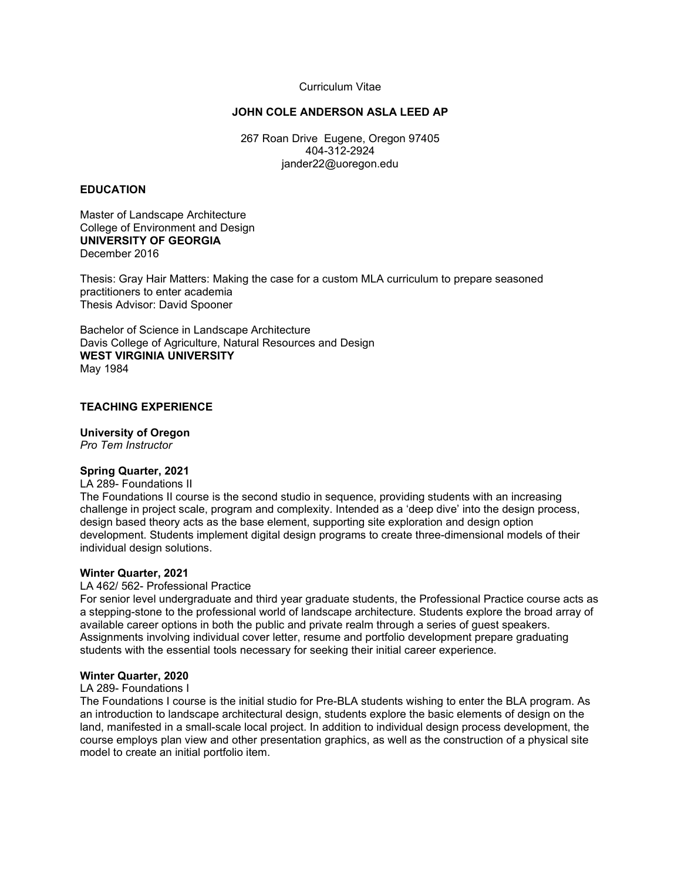Curriculum Vitae

# JOHN COLE ANDERSON ASLA LEED AP

267 Roan Drive  Eugene, Oregon 97405
404-312-2924
jander22@uoregon.edu

## EDUCATION

Master of Landscape Architecture
College of Environment and Design
**UNIVERSITY OF GEORGIA**
December 2016

Thesis: Gray Hair Matters: Making the case for a custom MLA curriculum to prepare seasoned practitioners to enter academia
Thesis Advisor: David Spooner

Bachelor of Science in Landscape Architecture
Davis College of Agriculture, Natural Resources and Design
**WEST VIRGINIA UNIVERSITY**
May 1984

## TEACHING EXPERIENCE

**University of Oregon**
*Pro Tem Instructor*

**Spring Quarter, 2021**
LA 289- Foundations II
The Foundations II course is the second studio in sequence, providing students with an increasing challenge in project scale, program and complexity. Intended as a 'deep dive' into the design process, design based theory acts as the base element, supporting site exploration and design option development. Students implement digital design programs to create three-dimensional models of their individual design solutions.

**Winter Quarter, 2021**
LA 462/ 562- Professional Practice
For senior level undergraduate and third year graduate students, the Professional Practice course acts as a stepping-stone to the professional world of landscape architecture. Students explore the broad array of available career options in both the public and private realm through a series of guest speakers. Assignments involving individual cover letter, resume and portfolio development prepare graduating students with the essential tools necessary for seeking their initial career experience.

**Winter Quarter, 2020**
LA 289- Foundations I
The Foundations I course is the initial studio for Pre-BLA students wishing to enter the BLA program. As an introduction to landscape architectural design, students explore the basic elements of design on the land, manifested in a small-scale local project. In addition to individual design process development, the course employs plan view and other presentation graphics, as well as the construction of a physical site model to create an initial portfolio item.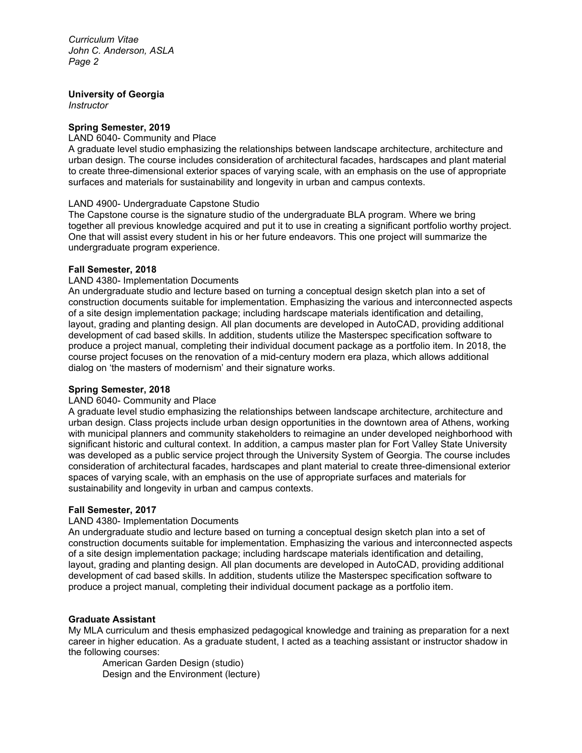**University of Georgia**
*Instructor*

**Spring Semester, 2019**

LAND 6040- Community and Place

A graduate level studio emphasizing the relationships between landscape architecture, architecture and urban design. The course includes consideration of architectural facades, hardscapes and plant material to create three-dimensional exterior spaces of varying scale, with an emphasis on the use of appropriate surfaces and materials for sustainability and longevity in urban and campus contexts.

LAND 4900- Undergraduate Capstone Studio

The Capstone course is the signature studio of the undergraduate BLA program. Where we bring together all previous knowledge acquired and put it to use in creating a significant portfolio worthy project. One that will assist every student in his or her future endeavors. This one project will summarize the undergraduate program experience.

**Fall Semester, 2018**

LAND 4380- Implementation Documents

An undergraduate studio and lecture based on turning a conceptual design sketch plan into a set of construction documents suitable for implementation. Emphasizing the various and interconnected aspects of a site design implementation package; including hardscape materials identification and detailing, layout, grading and planting design. All plan documents are developed in AutoCAD, providing additional development of cad based skills. In addition, students utilize the Masterspec specification software to produce a project manual, completing their individual document package as a portfolio item. In 2018, the course project focuses on the renovation of a mid-century modern era plaza, which allows additional dialog on 'the masters of modernism' and their signature works.

**Spring Semester, 2018**

LAND 6040- Community and Place

A graduate level studio emphasizing the relationships between landscape architecture, architecture and urban design. Class projects include urban design opportunities in the downtown area of Athens, working with municipal planners and community stakeholders to reimagine an under developed neighborhood with significant historic and cultural context. In addition, a campus master plan for Fort Valley State University was developed as a public service project through the University System of Georgia. The course includes consideration of architectural facades, hardscapes and plant material to create three-dimensional exterior spaces of varying scale, with an emphasis on the use of appropriate surfaces and materials for sustainability and longevity in urban and campus contexts.

**Fall Semester, 2017**

LAND 4380- Implementation Documents

An undergraduate studio and lecture based on turning a conceptual design sketch plan into a set of construction documents suitable for implementation. Emphasizing the various and interconnected aspects of a site design implementation package; including hardscape materials identification and detailing, layout, grading and planting design. All plan documents are developed in AutoCAD, providing additional development of cad based skills. In addition, students utilize the Masterspec specification software to produce a project manual, completing their individual document package as a portfolio item.

**Graduate Assistant**

My MLA curriculum and thesis emphasized pedagogical knowledge and training as preparation for a next career in higher education. As a graduate student, I acted as a teaching assistant or instructor shadow in the following courses:

- American Garden Design (studio)
- Design and the Environment (lecture)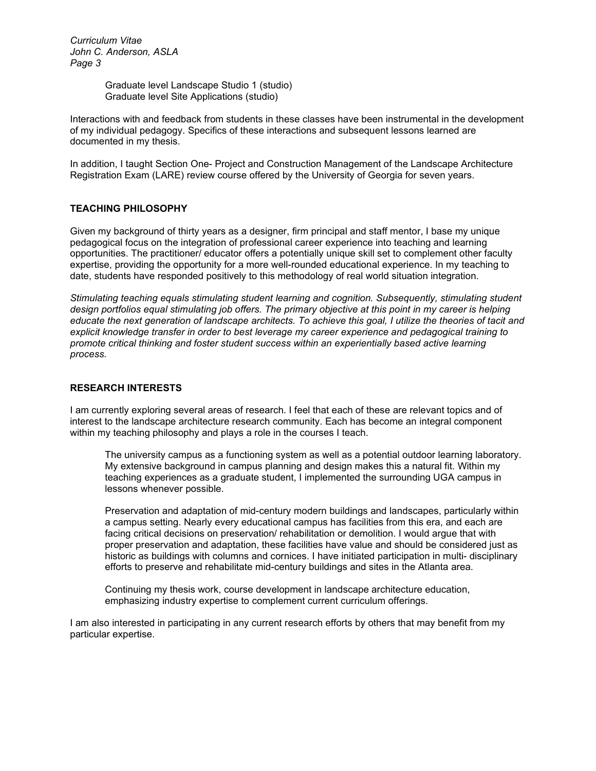Graduate level Landscape Studio 1 (studio)
Graduate level Site Applications (studio)

Interactions with and feedback from students in these classes have been instrumental in the development of my individual pedagogy. Specifics of these interactions and subsequent lessons learned are documented in my thesis.

In addition, I taught Section One- Project and Construction Management of the Landscape Architecture Registration Exam (LARE) review course offered by the University of Georgia for seven years.

## TEACHING PHILOSOPHY

Given my background of thirty years as a designer, firm principal and staff mentor, I base my unique pedagogical focus on the integration of professional career experience into teaching and learning opportunities. The practitioner/ educator offers a potentially unique skill set to complement other faculty expertise, providing the opportunity for a more well-rounded educational experience. In my teaching to date, students have responded positively to this methodology of real world situation integration.

*Stimulating teaching equals stimulating student learning and cognition. Subsequently, stimulating student design portfolios equal stimulating job offers. The primary objective at this point in my career is helping educate the next generation of landscape architects. To achieve this goal, I utilize the theories of tacit and explicit knowledge transfer in order to best leverage my career experience and pedagogical training to promote critical thinking and foster student success within an experientially based active learning process.*

## RESEARCH INTERESTS

I am currently exploring several areas of research. I feel that each of these are relevant topics and of interest to the landscape architecture research community. Each has become an integral component within my teaching philosophy and plays a role in the courses I teach.

The university campus as a functioning system as well as a potential outdoor learning laboratory. My extensive background in campus planning and design makes this a natural fit. Within my teaching experiences as a graduate student, I implemented the surrounding UGA campus in lessons whenever possible.

Preservation and adaptation of mid-century modern buildings and landscapes, particularly within a campus setting. Nearly every educational campus has facilities from this era, and each are facing critical decisions on preservation/ rehabilitation or demolition. I would argue that with proper preservation and adaptation, these facilities have value and should be considered just as historic as buildings with columns and cornices. I have initiated participation in multi- disciplinary efforts to preserve and rehabilitate mid-century buildings and sites in the Atlanta area.

Continuing my thesis work, course development in landscape architecture education, emphasizing industry expertise to complement current curriculum offerings.

I am also interested in participating in any current research efforts by others that may benefit from my particular expertise.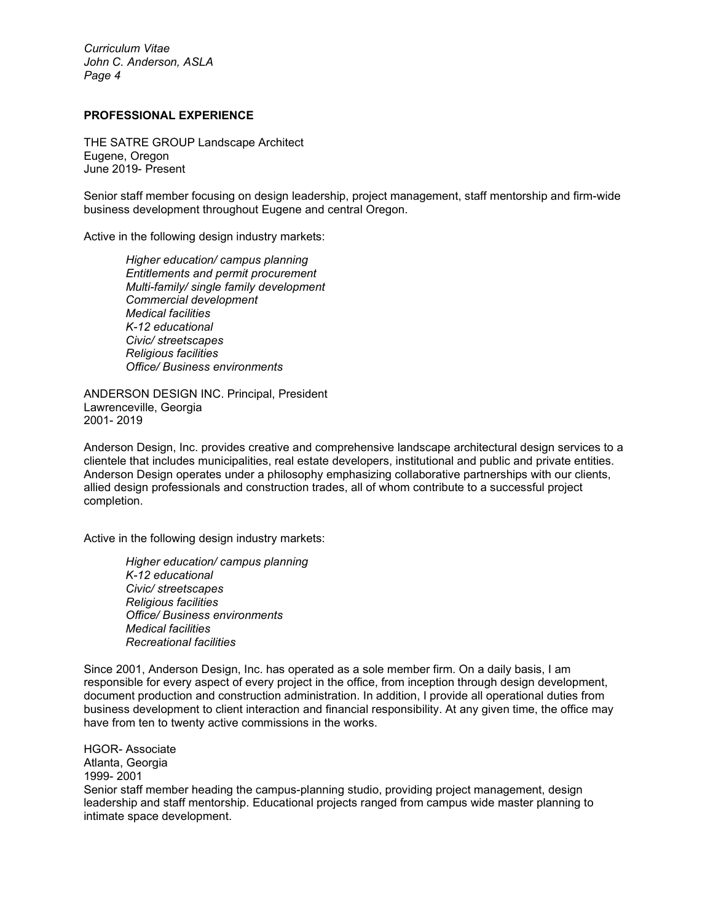## PROFESSIONAL EXPERIENCE

THE SATRE GROUP Landscape Architect
Eugene, Oregon
June 2019- Present

Senior staff member focusing on design leadership, project management, staff mentorship and firm-wide business development throughout Eugene and central Oregon.

Active in the following design industry markets:

*Higher education/ campus planning*
*Entitlements and permit procurement*
*Multi-family/ single family development*
*Commercial development*
*Medical facilities*
*K-12 educational*
*Civic/ streetscapes*
*Religious facilities*
*Office/ Business environments*

ANDERSON DESIGN INC. Principal, President
Lawrenceville, Georgia
2001- 2019

Anderson Design, Inc. provides creative and comprehensive landscape architectural design services to a clientele that includes municipalities, real estate developers, institutional and public and private entities. Anderson Design operates under a philosophy emphasizing collaborative partnerships with our clients, allied design professionals and construction trades, all of whom contribute to a successful project completion.

Active in the following design industry markets:

*Higher education/ campus planning*
*K-12 educational*
*Civic/ streetscapes*
*Religious facilities*
*Office/ Business environments*
*Medical facilities*
*Recreational facilities*

Since 2001, Anderson Design, Inc. has operated as a sole member firm. On a daily basis, I am responsible for every aspect of every project in the office, from inception through design development, document production and construction administration. In addition, I provide all operational duties from business development to client interaction and financial responsibility. At any given time, the office may have from ten to twenty active commissions in the works.

HGOR- Associate
Atlanta, Georgia
1999- 2001
Senior staff member heading the campus-planning studio, providing project management, design leadership and staff mentorship. Educational projects ranged from campus wide master planning to intimate space development.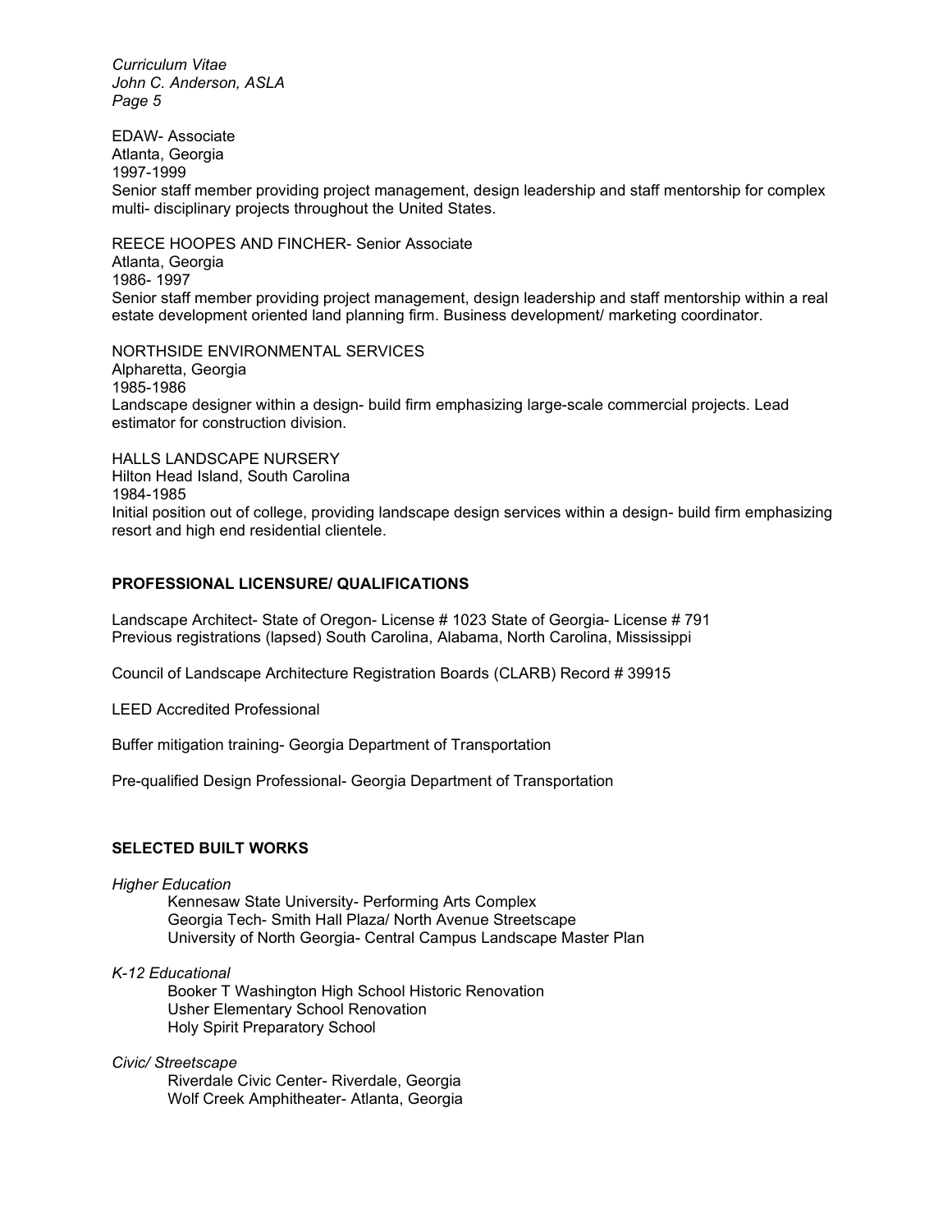EDAW- Associate
Atlanta, Georgia
1997-1999
Senior staff member providing project management, design leadership and staff mentorship for complex multi- disciplinary projects throughout the United States.

REECE HOOPES AND FINCHER- Senior Associate
Atlanta, Georgia
1986- 1997
Senior staff member providing project management, design leadership and staff mentorship within a real estate development oriented land planning firm. Business development/ marketing coordinator.

NORTHSIDE ENVIRONMENTAL SERVICES
Alpharetta, Georgia
1985-1986
Landscape designer within a design- build firm emphasizing large-scale commercial projects. Lead estimator for construction division.

HALLS LANDSCAPE NURSERY
Hilton Head Island, South Carolina
1984-1985
Initial position out of college, providing landscape design services within a design- build firm emphasizing resort and high end residential clientele.

## PROFESSIONAL LICENSURE/ QUALIFICATIONS

Landscape Architect- State of Oregon- License # 1023 State of Georgia- License # 791
Previous registrations (lapsed) South Carolina, Alabama, North Carolina, Mississippi

Council of Landscape Architecture Registration Boards (CLARB) Record # 39915

LEED Accredited Professional

Buffer mitigation training- Georgia Department of Transportation

Pre-qualified Design Professional- Georgia Department of Transportation

## SELECTED BUILT WORKS

*Higher Education*

- Kennesaw State University- Performing Arts Complex
- Georgia Tech- Smith Hall Plaza/ North Avenue Streetscape
- University of North Georgia- Central Campus Landscape Master Plan

*K-12 Educational*

- Booker T Washington High School Historic Renovation
- Usher Elementary School Renovation
- Holy Spirit Preparatory School

*Civic/ Streetscape*

- Riverdale Civic Center- Riverdale, Georgia
- Wolf Creek Amphitheater- Atlanta, Georgia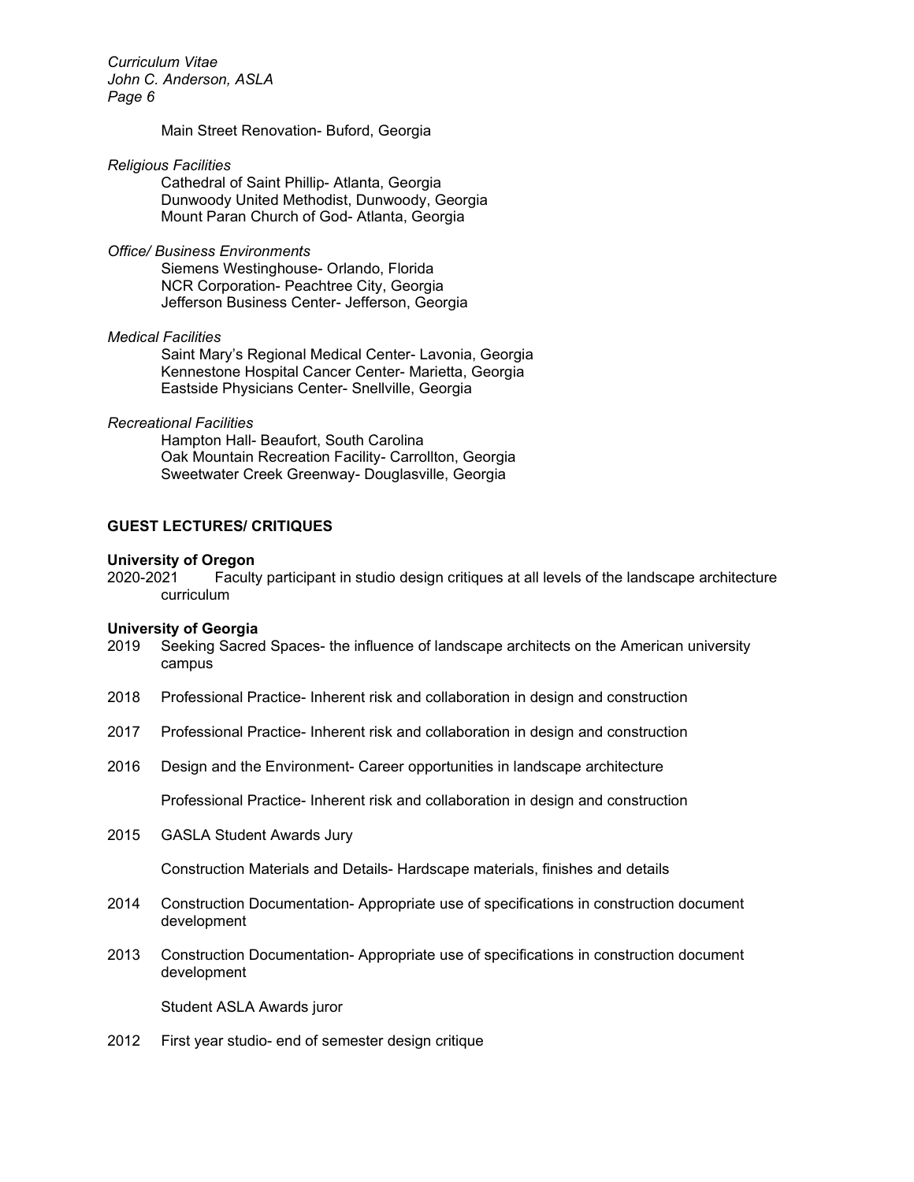Main Street Renovation- Buford, Georgia

*Religious Facilities*

Cathedral of Saint Phillip- Atlanta, Georgia
Dunwoody United Methodist, Dunwoody, Georgia
Mount Paran Church of God- Atlanta, Georgia

*Office/ Business Environments*

Siemens Westinghouse- Orlando, Florida
NCR Corporation- Peachtree City, Georgia
Jefferson Business Center- Jefferson, Georgia

*Medical Facilities*

Saint Mary's Regional Medical Center- Lavonia, Georgia
Kennestone Hospital Cancer Center- Marietta, Georgia
Eastside Physicians Center- Snellville, Georgia

*Recreational Facilities*

Hampton Hall- Beaufort, South Carolina
Oak Mountain Recreation Facility- Carrollton, Georgia
Sweetwater Creek Greenway- Douglasville, Georgia

## GUEST LECTURES/ CRITIQUES

**University of Oregon**

2020-2021 Faculty participant in studio design critiques at all levels of the landscape architecture curriculum

**University of Georgia**

2019 Seeking Sacred Spaces- the influence of landscape architects on the American university campus

2018 Professional Practice- Inherent risk and collaboration in design and construction

2017 Professional Practice- Inherent risk and collaboration in design and construction

2016 Design and the Environment- Career opportunities in landscape architecture

Professional Practice- Inherent risk and collaboration in design and construction

2015 GASLA Student Awards Jury

Construction Materials and Details- Hardscape materials, finishes and details

2014 Construction Documentation- Appropriate use of specifications in construction document development

2013 Construction Documentation- Appropriate use of specifications in construction document development

Student ASLA Awards juror

2012 First year studio- end of semester design critique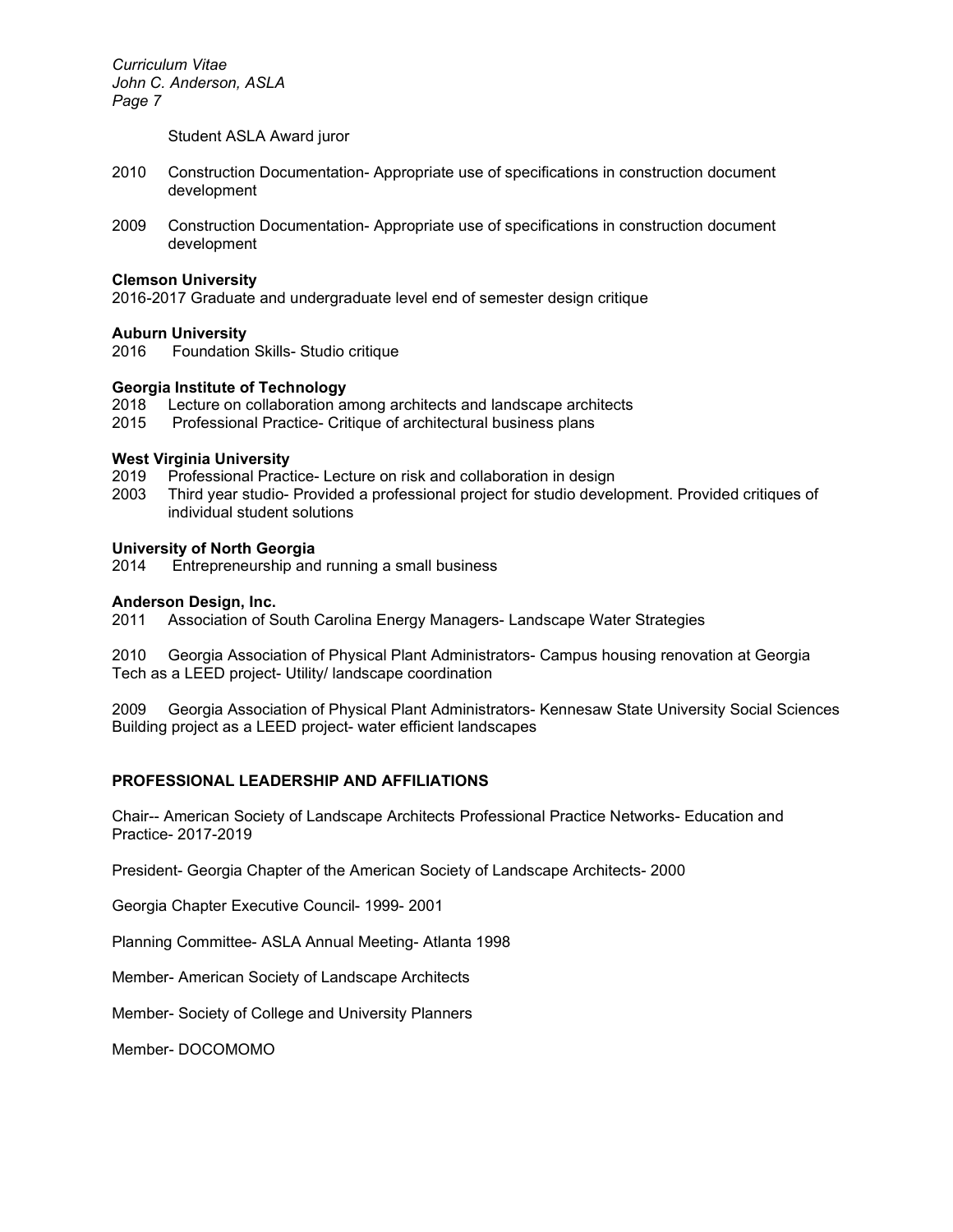Student ASLA Award juror

2010 Construction Documentation- Appropriate use of specifications in construction document development

2009 Construction Documentation- Appropriate use of specifications in construction document development

**Clemson University**

2016-2017 Graduate and undergraduate level end of semester design critique

**Auburn University**

2016 Foundation Skills- Studio critique

**Georgia Institute of Technology**

2018 Lecture on collaboration among architects and landscape architects

2015 Professional Practice- Critique of architectural business plans

**West Virginia University**

2019 Professional Practice- Lecture on risk and collaboration in design

2003 Third year studio- Provided a professional project for studio development. Provided critiques of individual student solutions

**University of North Georgia**

2014 Entrepreneurship and running a small business

**Anderson Design, Inc.**

2011 Association of South Carolina Energy Managers- Landscape Water Strategies

2010 Georgia Association of Physical Plant Administrators- Campus housing renovation at Georgia Tech as a LEED project- Utility/ landscape coordination

2009 Georgia Association of Physical Plant Administrators- Kennesaw State University Social Sciences Building project as a LEED project- water efficient landscapes

## PROFESSIONAL LEADERSHIP AND AFFILIATIONS

Chair-- American Society of Landscape Architects Professional Practice Networks- Education and Practice- 2017-2019

President- Georgia Chapter of the American Society of Landscape Architects- 2000

Georgia Chapter Executive Council- 1999- 2001

Planning Committee- ASLA Annual Meeting- Atlanta 1998

Member- American Society of Landscape Architects

Member- Society of College and University Planners

Member- DOCOMOMO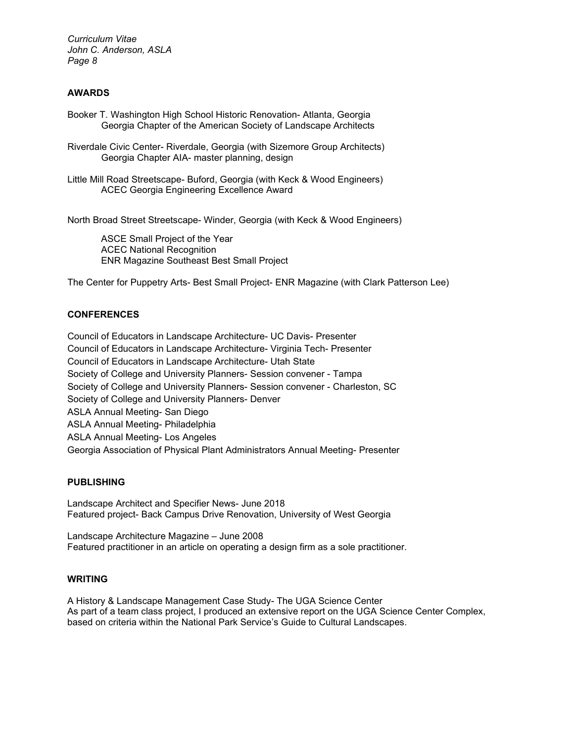## AWARDS

Booker T. Washington High School Historic Renovation- Atlanta, Georgia
Georgia Chapter of the American Society of Landscape Architects

Riverdale Civic Center- Riverdale, Georgia (with Sizemore Group Architects)
Georgia Chapter AIA- master planning, design

Little Mill Road Streetscape- Buford, Georgia (with Keck & Wood Engineers)
ACEC Georgia Engineering Excellence Award

North Broad Street Streetscape- Winder, Georgia (with Keck & Wood Engineers)

ASCE Small Project of the Year
ACEC National Recognition
ENR Magazine Southeast Best Small Project

The Center for Puppetry Arts- Best Small Project- ENR Magazine (with Clark Patterson Lee)

## CONFERENCES

Council of Educators in Landscape Architecture- UC Davis- Presenter
Council of Educators in Landscape Architecture- Virginia Tech- Presenter
Council of Educators in Landscape Architecture- Utah State
Society of College and University Planners- Session convener - Tampa
Society of College and University Planners- Session convener - Charleston, SC
Society of College and University Planners- Denver
ASLA Annual Meeting- San Diego
ASLA Annual Meeting- Philadelphia
ASLA Annual Meeting- Los Angeles
Georgia Association of Physical Plant Administrators Annual Meeting- Presenter

## PUBLISHING

Landscape Architect and Specifier News- June 2018
Featured project- Back Campus Drive Renovation, University of West Georgia

Landscape Architecture Magazine – June 2008
Featured practitioner in an article on operating a design firm as a sole practitioner.

## WRITING

A History & Landscape Management Case Study- The UGA Science Center
As part of a team class project, I produced an extensive report on the UGA Science Center Complex, based on criteria within the National Park Service's Guide to Cultural Landscapes.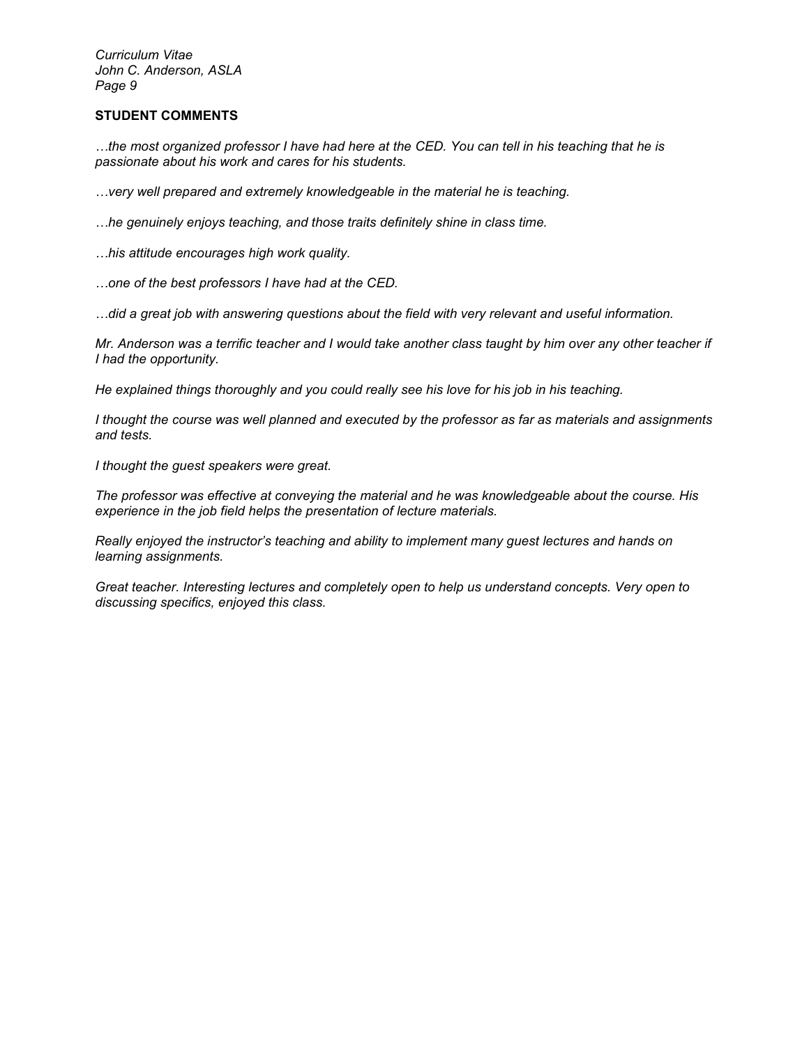## STUDENT COMMENTS

*…the most organized professor I have had here at the CED. You can tell in his teaching that he is passionate about his work and cares for his students.*

*…very well prepared and extremely knowledgeable in the material he is teaching.*

*…he genuinely enjoys teaching, and those traits definitely shine in class time.*

*…his attitude encourages high work quality.*

*…one of the best professors I have had at the CED.*

*…did a great job with answering questions about the field with very relevant and useful information.*

*Mr. Anderson was a terrific teacher and I would take another class taught by him over any other teacher if I had the opportunity.*

*He explained things thoroughly and you could really see his love for his job in his teaching.*

*I thought the course was well planned and executed by the professor as far as materials and assignments and tests.*

*I thought the guest speakers were great.*

*The professor was effective at conveying the material and he was knowledgeable about the course. His experience in the job field helps the presentation of lecture materials.*

*Really enjoyed the instructor's teaching and ability to implement many guest lectures and hands on learning assignments.*

*Great teacher. Interesting lectures and completely open to help us understand concepts. Very open to discussing specifics, enjoyed this class.*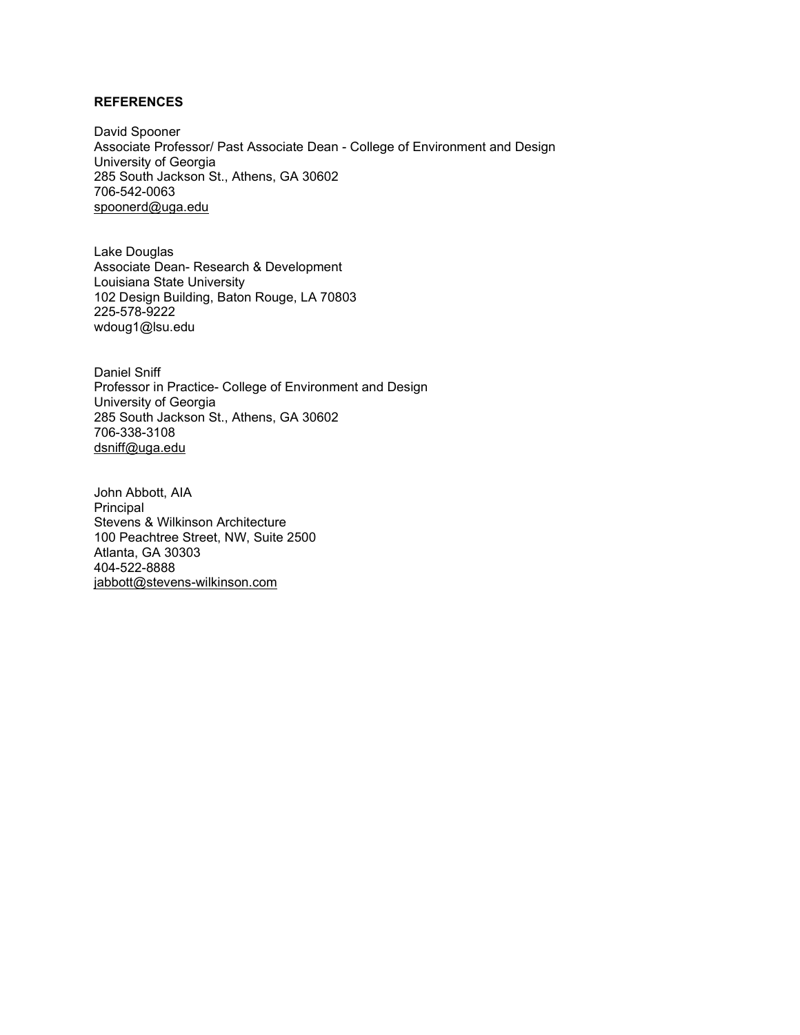**REFERENCES**

David Spooner
Associate Professor/ Past Associate Dean - College of Environment and Design
University of Georgia
285 South Jackson St., Athens, GA 30602
706-542-0063
spoonerd@uga.edu

Lake Douglas
Associate Dean- Research & Development
Louisiana State University
102 Design Building, Baton Rouge, LA 70803
225-578-9222
wdoug1@lsu.edu

Daniel Sniff
Professor in Practice- College of Environment and Design
University of Georgia
285 South Jackson St., Athens, GA 30602
706-338-3108
dsniff@uga.edu

John Abbott, AIA
Principal
Stevens & Wilkinson Architecture
100 Peachtree Street, NW, Suite 2500
Atlanta, GA 30303
404-522-8888
jabbott@stevens-wilkinson.com